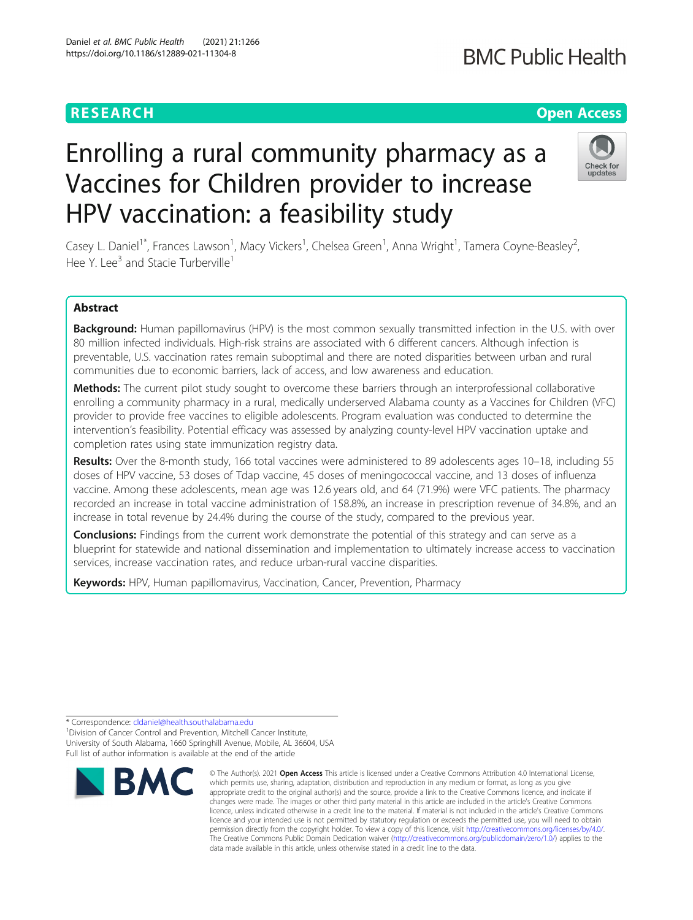RESEARCH

Open Access

# Enrolling a rural community pharmacy as a Vaccines for Children provider to increase HPV vaccination: a feasibility study

Casey L. Daniel[1*], Frances Lawson[1], Macy Vickers[1], Chelsea Green[1], Anna Wright[1], Tamera Coyne-Beasley[2], Hee Y. Lee[3] and Stacie Turberville[1]

## Abstract

**Background:** Human papillomavirus (HPV) is the most common sexually transmitted infection in the U.S. with over 80 million infected individuals. High-risk strains are associated with 6 different cancers. Although infection is preventable, U.S. vaccination rates remain suboptimal and there are noted disparities between urban and rural communities due to economic barriers, lack of access, and low awareness and education.

**Methods:** The current pilot study sought to overcome these barriers through an interprofessional collaborative enrolling a community pharmacy in a rural, medically underserved Alabama county as a Vaccines for Children (VFC) provider to provide free vaccines to eligible adolescents. Program evaluation was conducted to determine the intervention's feasibility. Potential efficacy was assessed by analyzing county-level HPV vaccination uptake and completion rates using state immunization registry data.

**Results:** Over the 8-month study, 166 total vaccines were administered to 89 adolescents ages 10–18, including 55 doses of HPV vaccine, 53 doses of Tdap vaccine, 45 doses of meningococcal vaccine, and 13 doses of influenza vaccine. Among these adolescents, mean age was 12.6 years old, and 64 (71.9%) were VFC patients. The pharmacy recorded an increase in total vaccine administration of 158.8%, an increase in prescription revenue of 34.8%, and an increase in total revenue by 24.4% during the course of the study, compared to the previous year.

**Conclusions:** Findings from the current work demonstrate the potential of this strategy and can serve as a blueprint for statewide and national dissemination and implementation to ultimately increase access to vaccination services, increase vaccination rates, and reduce urban-rural vaccine disparities.

**Keywords:** HPV, Human papillomavirus, Vaccination, Cancer, Prevention, Pharmacy

---

* Correspondence: cldaniel@health.southalabama.edu

[1]Division of Cancer Control and Prevention, Mitchell Cancer Institute, University of South Alabama, 1660 Springhill Avenue, Mobile, AL 36604, USA

Full list of author information is available at the end of the article

© The Author(s). 2021 **Open Access** This article is licensed under a Creative Commons Attribution 4.0 International License, which permits use, sharing, adaptation, distribution and reproduction in any medium or format, as long as you give appropriate credit to the original author(s) and the source, provide a link to the Creative Commons licence, and indicate if changes were made. The images or other third party material in this article are included in the article's Creative Commons licence, unless indicated otherwise in a credit line to the material. If material is not included in the article's Creative Commons licence and your intended use is not permitted by statutory regulation or exceeds the permitted use, you will need to obtain permission directly from the copyright holder. To view a copy of this licence, visit http://creativecommons.org/licenses/by/4.0/. The Creative Commons Public Domain Dedication waiver (http://creativecommons.org/publicdomain/zero/1.0/) applies to the data made available in this article, unless otherwise stated in a credit line to the data.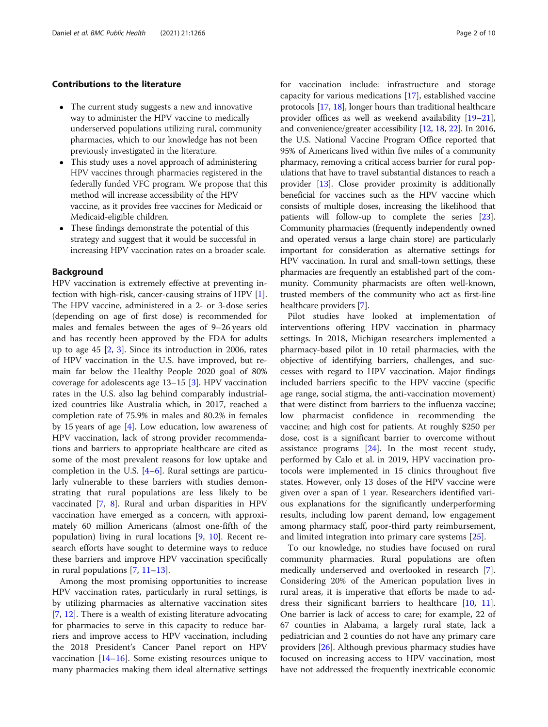## Contributions to the literature

- The current study suggests a new and innovative way to administer the HPV vaccine to medically underserved populations utilizing rural, community pharmacies, which to our knowledge has not been previously investigated in the literature.
- This study uses a novel approach of administering HPV vaccines through pharmacies registered in the federally funded VFC program. We propose that this method will increase accessibility of the HPV vaccine, as it provides free vaccines for Medicaid or Medicaid-eligible children.
- These findings demonstrate the potential of this strategy and suggest that it would be successful in increasing HPV vaccination rates on a broader scale.

## Background

HPV vaccination is extremely effective at preventing infection with high-risk, cancer-causing strains of HPV [1]. The HPV vaccine, administered in a 2- or 3-dose series (depending on age of first dose) is recommended for males and females between the ages of 9–26 years old and has recently been approved by the FDA for adults up to age 45 [2, 3]. Since its introduction in 2006, rates of HPV vaccination in the U.S. have improved, but remain far below the Healthy People 2020 goal of 80% coverage for adolescents age 13–15 [3]. HPV vaccination rates in the U.S. also lag behind comparably industrialized countries like Australia which, in 2017, reached a completion rate of 75.9% in males and 80.2% in females by 15 years of age [4]. Low education, low awareness of HPV vaccination, lack of strong provider recommendations and barriers to appropriate healthcare are cited as some of the most prevalent reasons for low uptake and completion in the U.S. [4–6]. Rural settings are particularly vulnerable to these barriers with studies demonstrating that rural populations are less likely to be vaccinated [7, 8]. Rural and urban disparities in HPV vaccination have emerged as a concern, with approximately 60 million Americans (almost one-fifth of the population) living in rural locations [9, 10]. Recent research efforts have sought to determine ways to reduce these barriers and improve HPV vaccination specifically in rural populations [7, 11–13].

Among the most promising opportunities to increase HPV vaccination rates, particularly in rural settings, is by utilizing pharmacies as alternative vaccination sites [7, 12]. There is a wealth of existing literature advocating for pharmacies to serve in this capacity to reduce barriers and improve access to HPV vaccination, including the 2018 President's Cancer Panel report on HPV vaccination [14–16]. Some existing resources unique to many pharmacies making them ideal alternative settings for vaccination include: infrastructure and storage capacity for various medications [17], established vaccine protocols [17, 18], longer hours than traditional healthcare provider offices as well as weekend availability [19–21], and convenience/greater accessibility [12, 18, 22]. In 2016, the U.S. National Vaccine Program Office reported that 95% of Americans lived within five miles of a community pharmacy, removing a critical access barrier for rural populations that have to travel substantial distances to reach a provider [13]. Close provider proximity is additionally beneficial for vaccines such as the HPV vaccine which consists of multiple doses, increasing the likelihood that patients will follow-up to complete the series [23]. Community pharmacies (frequently independently owned and operated versus a large chain store) are particularly important for consideration as alternative settings for HPV vaccination. In rural and small-town settings, these pharmacies are frequently an established part of the community. Community pharmacists are often well-known, trusted members of the community who act as first-line healthcare providers [7].

Pilot studies have looked at implementation of interventions offering HPV vaccination in pharmacy settings. In 2018, Michigan researchers implemented a pharmacy-based pilot in 10 retail pharmacies, with the objective of identifying barriers, challenges, and successes with regard to HPV vaccination. Major findings included barriers specific to the HPV vaccine (specific age range, social stigma, the anti-vaccination movement) that were distinct from barriers to the influenza vaccine; low pharmacist confidence in recommending the vaccine; and high cost for patients. At roughly $250 per dose, cost is a significant barrier to overcome without assistance programs [24]. In the most recent study, performed by Calo et al. in 2019, HPV vaccination protocols were implemented in 15 clinics throughout five states. However, only 13 doses of the HPV vaccine were given over a span of 1 year. Researchers identified various explanations for the significantly underperforming results, including low parent demand, low engagement among pharmacy staff, poor-third party reimbursement, and limited integration into primary care systems [25].

To our knowledge, no studies have focused on rural community pharmacies. Rural populations are often medically underserved and overlooked in research [7]. Considering 20% of the American population lives in rural areas, it is imperative that efforts be made to address their significant barriers to healthcare [10, 11]. One barrier is lack of access to care; for example, 22 of 67 counties in Alabama, a largely rural state, lack a pediatrician and 2 counties do not have any primary care providers [26]. Although previous pharmacy studies have focused on increasing access to HPV vaccination, most have not addressed the frequently inextricable economic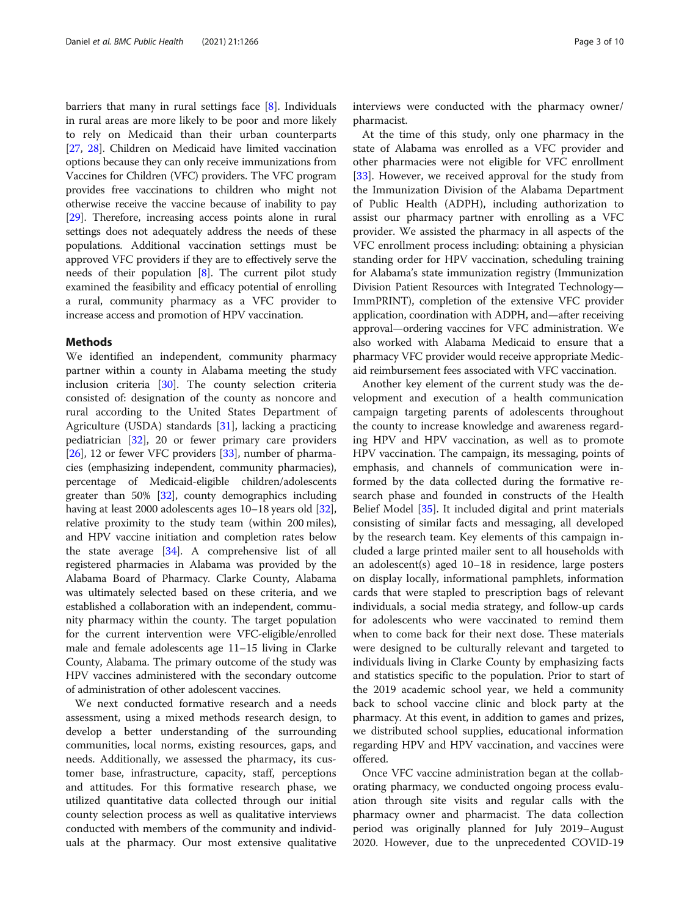barriers that many in rural settings face [8]. Individuals in rural areas are more likely to be poor and more likely to rely on Medicaid than their urban counterparts [27, 28]. Children on Medicaid have limited vaccination options because they can only receive immunizations from Vaccines for Children (VFC) providers. The VFC program provides free vaccinations to children who might not otherwise receive the vaccine because of inability to pay [29]. Therefore, increasing access points alone in rural settings does not adequately address the needs of these populations. Additional vaccination settings must be approved VFC providers if they are to effectively serve the needs of their population [8]. The current pilot study examined the feasibility and efficacy potential of enrolling a rural, community pharmacy as a VFC provider to increase access and promotion of HPV vaccination.

## Methods

We identified an independent, community pharmacy partner within a county in Alabama meeting the study inclusion criteria [30]. The county selection criteria consisted of: designation of the county as noncore and rural according to the United States Department of Agriculture (USDA) standards [31], lacking a practicing pediatrician [32], 20 or fewer primary care providers [26], 12 or fewer VFC providers [33], number of pharmacies (emphasizing independent, community pharmacies), percentage of Medicaid-eligible children/adolescents greater than 50% [32], county demographics including having at least 2000 adolescents ages 10–18 years old [32], relative proximity to the study team (within 200 miles), and HPV vaccine initiation and completion rates below the state average [34]. A comprehensive list of all registered pharmacies in Alabama was provided by the Alabama Board of Pharmacy. Clarke County, Alabama was ultimately selected based on these criteria, and we established a collaboration with an independent, community pharmacy within the county. The target population for the current intervention were VFC-eligible/enrolled male and female adolescents age 11–15 living in Clarke County, Alabama. The primary outcome of the study was HPV vaccines administered with the secondary outcome of administration of other adolescent vaccines.

We next conducted formative research and a needs assessment, using a mixed methods research design, to develop a better understanding of the surrounding communities, local norms, existing resources, gaps, and needs. Additionally, we assessed the pharmacy, its customer base, infrastructure, capacity, staff, perceptions and attitudes. For this formative research phase, we utilized quantitative data collected through our initial county selection process as well as qualitative interviews conducted with members of the community and individuals at the pharmacy. Our most extensive qualitative interviews were conducted with the pharmacy owner/pharmacist.

At the time of this study, only one pharmacy in the state of Alabama was enrolled as a VFC provider and other pharmacies were not eligible for VFC enrollment [33]. However, we received approval for the study from the Immunization Division of the Alabama Department of Public Health (ADPH), including authorization to assist our pharmacy partner with enrolling as a VFC provider. We assisted the pharmacy in all aspects of the VFC enrollment process including: obtaining a physician standing order for HPV vaccination, scheduling training for Alabama's state immunization registry (Immunization Division Patient Resources with Integrated Technology—ImmPRINT), completion of the extensive VFC provider application, coordination with ADPH, and—after receiving approval—ordering vaccines for VFC administration. We also worked with Alabama Medicaid to ensure that a pharmacy VFC provider would receive appropriate Medicaid reimbursement fees associated with VFC vaccination.

Another key element of the current study was the development and execution of a health communication campaign targeting parents of adolescents throughout the county to increase knowledge and awareness regarding HPV and HPV vaccination, as well as to promote HPV vaccination. The campaign, its messaging, points of emphasis, and channels of communication were informed by the data collected during the formative research phase and founded in constructs of the Health Belief Model [35]. It included digital and print materials consisting of similar facts and messaging, all developed by the research team. Key elements of this campaign included a large printed mailer sent to all households with an adolescent(s) aged 10–18 in residence, large posters on display locally, informational pamphlets, information cards that were stapled to prescription bags of relevant individuals, a social media strategy, and follow-up cards for adolescents who were vaccinated to remind them when to come back for their next dose. These materials were designed to be culturally relevant and targeted to individuals living in Clarke County by emphasizing facts and statistics specific to the population. Prior to start of the 2019 academic school year, we held a community back to school vaccine clinic and block party at the pharmacy. At this event, in addition to games and prizes, we distributed school supplies, educational information regarding HPV and HPV vaccination, and vaccines were offered.

Once VFC vaccine administration began at the collaborating pharmacy, we conducted ongoing process evaluation through site visits and regular calls with the pharmacy owner and pharmacist. The data collection period was originally planned for July 2019–August 2020. However, due to the unprecedented COVID-19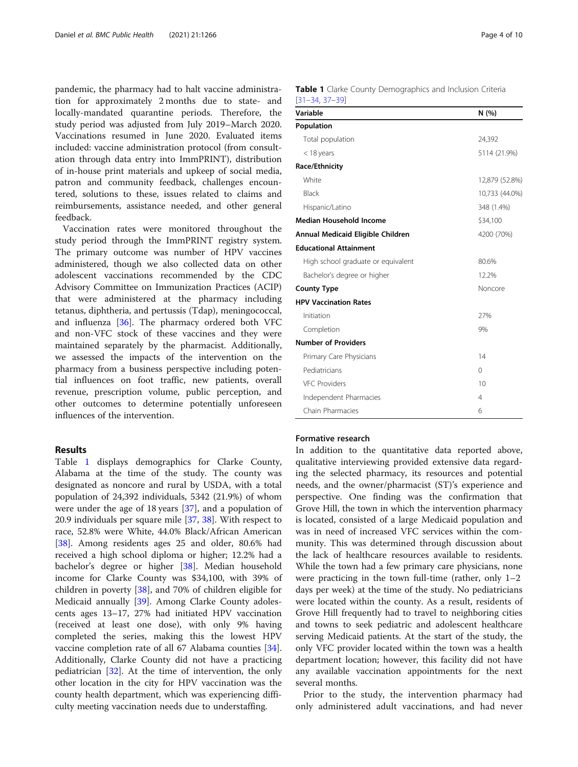pandemic, the pharmacy had to halt vaccine administration for approximately 2 months due to state- and locally-mandated quarantine periods. Therefore, the study period was adjusted from July 2019–March 2020. Vaccinations resumed in June 2020. Evaluated items included: vaccine administration protocol (from consultation through data entry into ImmPRINT), distribution of in-house print materials and upkeep of social media, patron and community feedback, challenges encountered, solutions to these, issues related to claims and reimbursements, assistance needed, and other general feedback.

Vaccination rates were monitored throughout the study period through the ImmPRINT registry system. The primary outcome was number of HPV vaccines administered, though we also collected data on other adolescent vaccinations recommended by the CDC Advisory Committee on Immunization Practices (ACIP) that were administered at the pharmacy including tetanus, diphtheria, and pertussis (Tdap), meningococcal, and influenza [36]. The pharmacy ordered both VFC and non-VFC stock of these vaccines and they were maintained separately by the pharmacist. Additionally, we assessed the impacts of the intervention on the pharmacy from a business perspective including potential influences on foot traffic, new patients, overall revenue, prescription volume, public perception, and other outcomes to determine potentially unforeseen influences of the intervention.

## Results

Table 1 displays demographics for Clarke County, Alabama at the time of the study. The county was designated as noncore and rural by USDA, with a total population of 24,392 individuals, 5342 (21.9%) of whom were under the age of 18 years [37], and a population of 20.9 individuals per square mile [37, 38]. With respect to race, 52.8% were White, 44.0% Black/African American [38]. Among residents ages 25 and older, 80.6% had received a high school diploma or higher; 12.2% had a bachelor's degree or higher [38]. Median household income for Clarke County was $34,100, with 39% of children in poverty [38], and 70% of children eligible for Medicaid annually [39]. Among Clarke County adolescents ages 13–17, 27% had initiated HPV vaccination (received at least one dose), with only 9% having completed the series, making this the lowest HPV vaccine completion rate of all 67 Alabama counties [34]. Additionally, Clarke County did not have a practicing pediatrician [32]. At the time of intervention, the only other location in the city for HPV vaccination was the county health department, which was experiencing difficulty meeting vaccination needs due to understaffing.

**Table 1** Clarke County Demographics and Inclusion Criteria [31–34, 37–39]

| Variable | N (%) |
|---|---|
| **Population** | |
| Total population | 24,392 |
| < 18 years | 5114 (21.9%) |
| **Race/Ethnicity** | |
| White | 12,879 (52.8%) |
| Black | 10,733 (44.0%) |
| Hispanic/Latino | 348 (1.4%) |
| **Median Household Income** | $34,100 |
| **Annual Medicaid Eligible Children** | 4200 (70%) |
| **Educational Attainment** | |
| High school graduate or equivalent | 80.6% |
| Bachelor's degree or higher | 12.2% |
| **County Type** | Noncore |
| **HPV Vaccination Rates** | |
| Initiation | 27% |
| Completion | 9% |
| **Number of Providers** | |
| Primary Care Physicians | 14 |
| Pediatricians | 0 |
| VFC Providers | 10 |
| Independent Pharmacies | 4 |
| Chain Pharmacies | 6 |

### Formative research

In addition to the quantitative data reported above, qualitative interviewing provided extensive data regarding the selected pharmacy, its resources and potential needs, and the owner/pharmacist (ST)'s experience and perspective. One finding was the confirmation that Grove Hill, the town in which the intervention pharmacy is located, consisted of a large Medicaid population and was in need of increased VFC services within the community. This was determined through discussion about the lack of healthcare resources available to residents. While the town had a few primary care physicians, none were practicing in the town full-time (rather, only 1–2 days per week) at the time of the study. No pediatricians were located within the county. As a result, residents of Grove Hill frequently had to travel to neighboring cities and towns to seek pediatric and adolescent healthcare serving Medicaid patients. At the start of the study, the only VFC provider located within the town was a health department location; however, this facility did not have any available vaccination appointments for the next several months.

Prior to the study, the intervention pharmacy had only administered adult vaccinations, and had never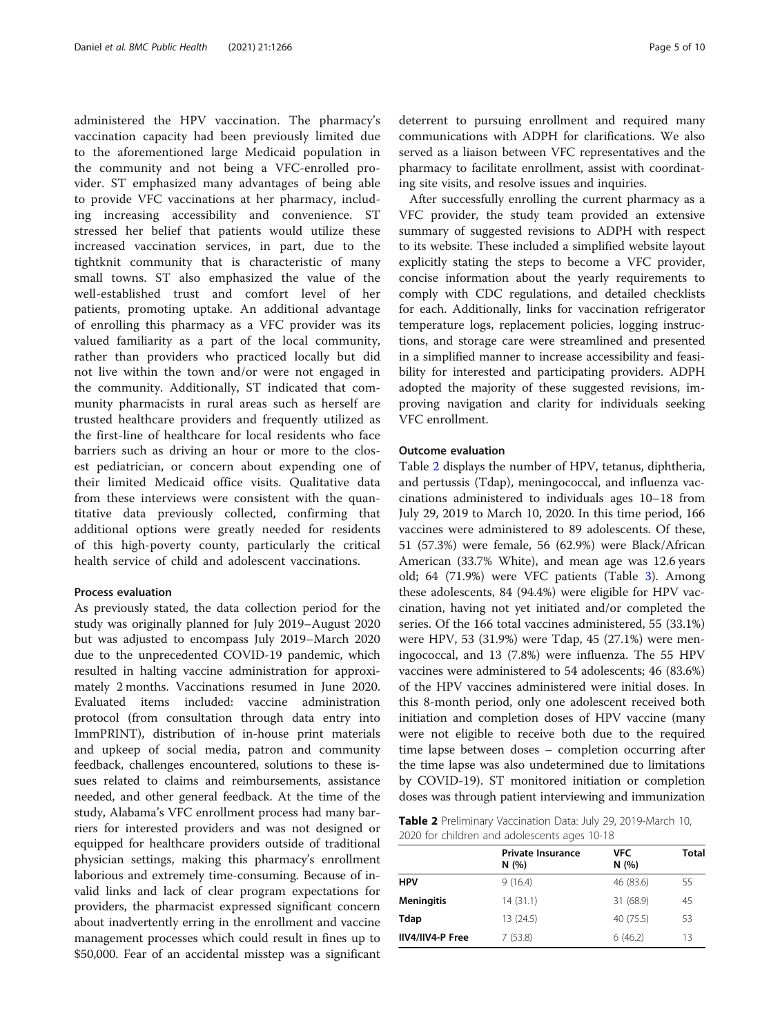administered the HPV vaccination. The pharmacy's vaccination capacity had been previously limited due to the aforementioned large Medicaid population in the community and not being a VFC-enrolled provider. ST emphasized many advantages of being able to provide VFC vaccinations at her pharmacy, including increasing accessibility and convenience. ST stressed her belief that patients would utilize these increased vaccination services, in part, due to the tightknit community that is characteristic of many small towns. ST also emphasized the value of the well-established trust and comfort level of her patients, promoting uptake. An additional advantage of enrolling this pharmacy as a VFC provider was its valued familiarity as a part of the local community, rather than providers who practiced locally but did not live within the town and/or were not engaged in the community. Additionally, ST indicated that community pharmacists in rural areas such as herself are trusted healthcare providers and frequently utilized as the first-line of healthcare for local residents who face barriers such as driving an hour or more to the closest pediatrician, or concern about expending one of their limited Medicaid office visits. Qualitative data from these interviews were consistent with the quantitative data previously collected, confirming that additional options were greatly needed for residents of this high-poverty county, particularly the critical health service of child and adolescent vaccinations.

## Process evaluation

As previously stated, the data collection period for the study was originally planned for July 2019–August 2020 but was adjusted to encompass July 2019–March 2020 due to the unprecedented COVID-19 pandemic, which resulted in halting vaccine administration for approximately 2 months. Vaccinations resumed in June 2020. Evaluated items included: vaccine administration protocol (from consultation through data entry into ImmPRINT), distribution of in-house print materials and upkeep of social media, patron and community feedback, challenges encountered, solutions to these issues related to claims and reimbursements, assistance needed, and other general feedback. At the time of the study, Alabama's VFC enrollment process had many barriers for interested providers and was not designed or equipped for healthcare providers outside of traditional physician settings, making this pharmacy's enrollment laborious and extremely time-consuming. Because of invalid links and lack of clear program expectations for providers, the pharmacist expressed significant concern about inadvertently erring in the enrollment and vaccine management processes which could result in fines up to \$50,000. Fear of an accidental misstep was a significant deterrent to pursuing enrollment and required many communications with ADPH for clarifications. We also served as a liaison between VFC representatives and the pharmacy to facilitate enrollment, assist with coordinating site visits, and resolve issues and inquiries.

After successfully enrolling the current pharmacy as a VFC provider, the study team provided an extensive summary of suggested revisions to ADPH with respect to its website. These included a simplified website layout explicitly stating the steps to become a VFC provider, concise information about the yearly requirements to comply with CDC regulations, and detailed checklists for each. Additionally, links for vaccination refrigerator temperature logs, replacement policies, logging instructions, and storage care were streamlined and presented in a simplified manner to increase accessibility and feasibility for interested and participating providers. ADPH adopted the majority of these suggested revisions, improving navigation and clarity for individuals seeking VFC enrollment.

## Outcome evaluation

Table 2 displays the number of HPV, tetanus, diphtheria, and pertussis (Tdap), meningococcal, and influenza vaccinations administered to individuals ages 10–18 from July 29, 2019 to March 10, 2020. In this time period, 166 vaccines were administered to 89 adolescents. Of these, 51 (57.3%) were female, 56 (62.9%) were Black/African American (33.7% White), and mean age was 12.6 years old; 64 (71.9%) were VFC patients (Table 3). Among these adolescents, 84 (94.4%) were eligible for HPV vaccination, having not yet initiated and/or completed the series. Of the 166 total vaccines administered, 55 (33.1%) were HPV, 53 (31.9%) were Tdap, 45 (27.1%) were meningococcal, and 13 (7.8%) were influenza. The 55 HPV vaccines were administered to 54 adolescents; 46 (83.6%) of the HPV vaccines administered were initial doses. In this 8-month period, only one adolescent received both initiation and completion doses of HPV vaccine (many were not eligible to receive both due to the required time lapse between doses – completion occurring after the time lapse was also undetermined due to limitations by COVID-19). ST monitored initiation or completion doses was through patient interviewing and immunization

**Table 2** Preliminary Vaccination Data: July 29, 2019-March 10, 2020 for children and adolescents ages 10-18

| | Private Insurance N (%) | VFC N (%) | Total |
|---|---|---|---|
| **HPV** | 9 (16.4) | 46 (83.6) | 55 |
| **Meningitis** | 14 (31.1) | 31 (68.9) | 45 |
| **Tdap** | 13 (24.5) | 40 (75.5) | 53 |
| **IIV4/IIV4-P Free** | 7 (53.8) | 6 (46.2) | 13 |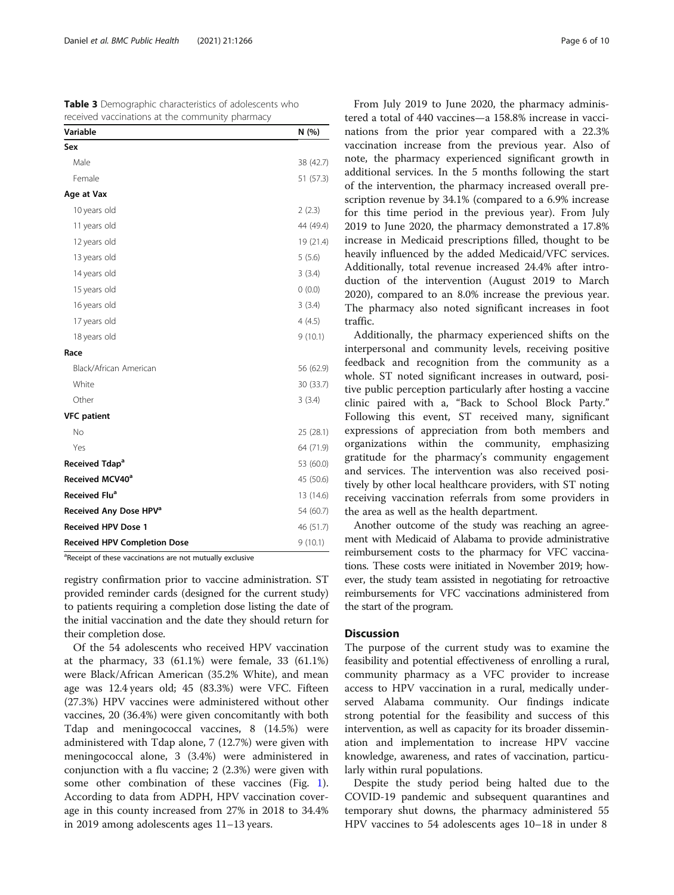**Table 3** Demographic characteristics of adolescents who received vaccinations at the community pharmacy

| Variable | N (%) |
|---|---|
| **Sex** | |
| Male | 38 (42.7) |
| Female | 51 (57.3) |
| **Age at Vax** | |
| 10 years old | 2 (2.3) |
| 11 years old | 44 (49.4) |
| 12 years old | 19 (21.4) |
| 13 years old | 5 (5.6) |
| 14 years old | 3 (3.4) |
| 15 years old | 0 (0.0) |
| 16 years old | 3 (3.4) |
| 17 years old | 4 (4.5) |
| 18 years old | 9 (10.1) |
| **Race** | |
| Black/African American | 56 (62.9) |
| White | 30 (33.7) |
| Other | 3 (3.4) |
| **VFC patient** | |
| No | 25 (28.1) |
| Yes | 64 (71.9) |
| **Received Tdap[a]** | 53 (60.0) |
| **Received MCV40[a]** | 45 (50.6) |
| **Received Flu[a]** | 13 (14.6) |
| **Received Any Dose HPV[a]** | 54 (60.7) |
| **Received HPV Dose 1** | 46 (51.7) |
| **Received HPV Completion Dose** | 9 (10.1) |

[a]Receipt of these vaccinations are not mutually exclusive

registry confirmation prior to vaccine administration. ST provided reminder cards (designed for the current study) to patients requiring a completion dose listing the date of the initial vaccination and the date they should return for their completion dose.

Of the 54 adolescents who received HPV vaccination at the pharmacy, 33 (61.1%) were female, 33 (61.1%) were Black/African American (35.2% White), and mean age was 12.4 years old; 45 (83.3%) were VFC. Fifteen (27.3%) HPV vaccines were administered without other vaccines, 20 (36.4%) were given concomitantly with both Tdap and meningococcal vaccines, 8 (14.5%) were administered with Tdap alone, 7 (12.7%) were given with meningococcal alone, 3 (3.4%) were administered in conjunction with a flu vaccine; 2 (2.3%) were given with some other combination of these vaccines (Fig. 1). According to data from ADPH, HPV vaccination coverage in this county increased from 27% in 2018 to 34.4% in 2019 among adolescents ages 11–13 years.

From July 2019 to June 2020, the pharmacy administered a total of 440 vaccines—a 158.8% increase in vaccinations from the prior year compared with a 22.3% vaccination increase from the previous year. Also of note, the pharmacy experienced significant growth in additional services. In the 5 months following the start of the intervention, the pharmacy increased overall prescription revenue by 34.1% (compared to a 6.9% increase for this time period in the previous year). From July 2019 to June 2020, the pharmacy demonstrated a 17.8% increase in Medicaid prescriptions filled, thought to be heavily influenced by the added Medicaid/VFC services. Additionally, total revenue increased 24.4% after introduction of the intervention (August 2019 to March 2020), compared to an 8.0% increase the previous year. The pharmacy also noted significant increases in foot traffic.

Additionally, the pharmacy experienced shifts on the interpersonal and community levels, receiving positive feedback and recognition from the community as a whole. ST noted significant increases in outward, positive public perception particularly after hosting a vaccine clinic paired with a, "Back to School Block Party." Following this event, ST received many, significant expressions of appreciation from both members and organizations within the community, emphasizing gratitude for the pharmacy's community engagement and services. The intervention was also received positively by other local healthcare providers, with ST noting receiving vaccination referrals from some providers in the area as well as the health department.

Another outcome of the study was reaching an agreement with Medicaid of Alabama to provide administrative reimbursement costs to the pharmacy for VFC vaccinations. These costs were initiated in November 2019; however, the study team assisted in negotiating for retroactive reimbursements for VFC vaccinations administered from the start of the program.

## Discussion

The purpose of the current study was to examine the feasibility and potential effectiveness of enrolling a rural, community pharmacy as a VFC provider to increase access to HPV vaccination in a rural, medically underserved Alabama community. Our findings indicate strong potential for the feasibility and success of this intervention, as well as capacity for its broader dissemination and implementation to increase HPV vaccine knowledge, awareness, and rates of vaccination, particularly within rural populations.

Despite the study period being halted due to the COVID-19 pandemic and subsequent quarantines and temporary shut downs, the pharmacy administered 55 HPV vaccines to 54 adolescents ages 10–18 in under 8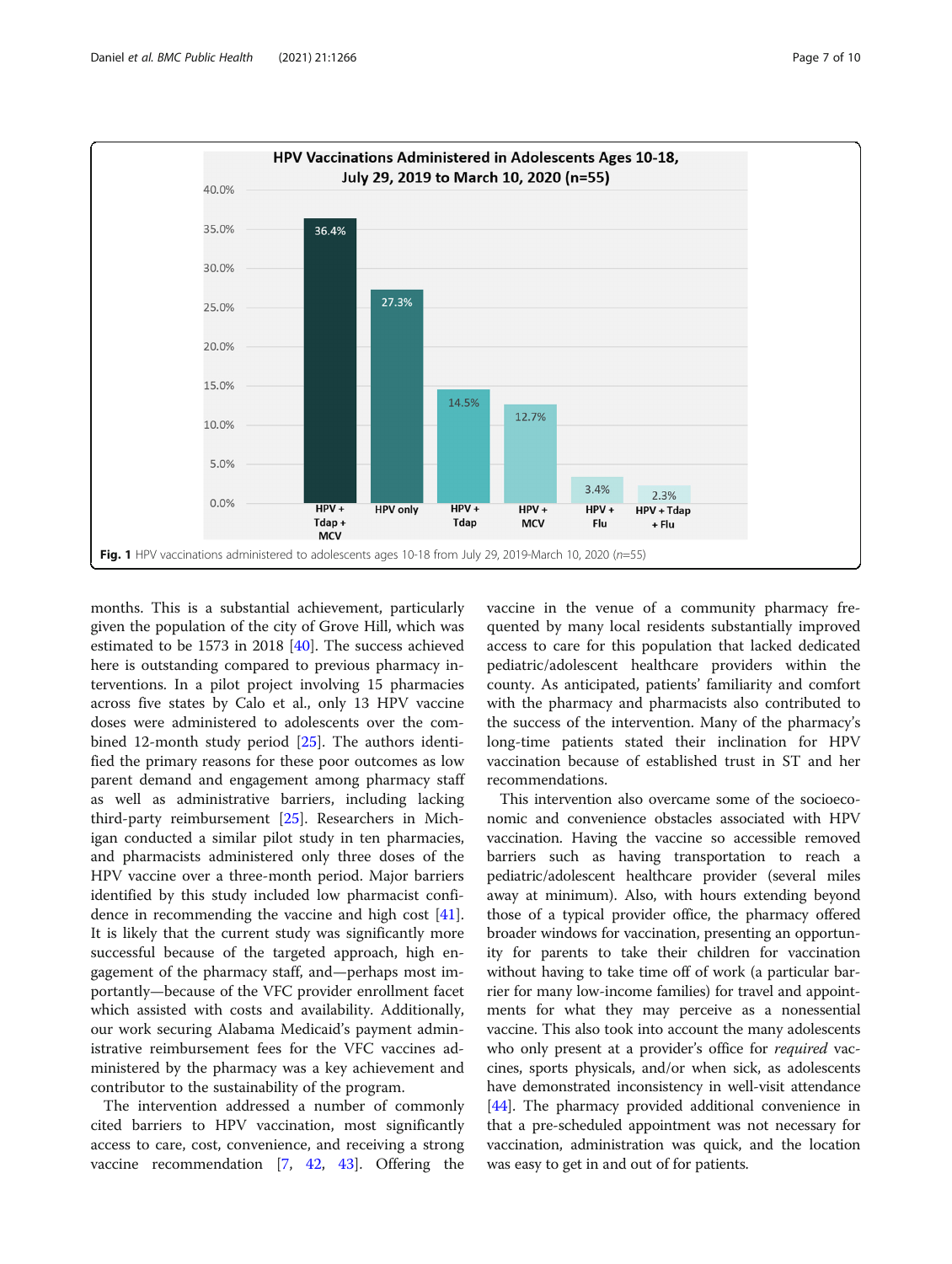**Fig. 1** HPV vaccinations administered to adolescents ages 10-18 from July 29, 2019-March 10, 2020 (*n*=55)

months. This is a substantial achievement, particularly given the population of the city of Grove Hill, which was estimated to be 1573 in 2018 [40]. The success achieved here is outstanding compared to previous pharmacy interventions. In a pilot project involving 15 pharmacies across five states by Calo et al., only 13 HPV vaccine doses were administered to adolescents over the combined 12-month study period [25]. The authors identified the primary reasons for these poor outcomes as low parent demand and engagement among pharmacy staff as well as administrative barriers, including lacking third-party reimbursement [25]. Researchers in Michigan conducted a similar pilot study in ten pharmacies, and pharmacists administered only three doses of the HPV vaccine over a three-month period. Major barriers identified by this study included low pharmacist confidence in recommending the vaccine and high cost [41]. It is likely that the current study was significantly more successful because of the targeted approach, high engagement of the pharmacy staff, and—perhaps most importantly—because of the VFC provider enrollment facet which assisted with costs and availability. Additionally, our work securing Alabama Medicaid's payment administrative reimbursement fees for the VFC vaccines administered by the pharmacy was a key achievement and contributor to the sustainability of the program.

The intervention addressed a number of commonly cited barriers to HPV vaccination, most significantly access to care, cost, convenience, and receiving a strong vaccine recommendation [7, 42, 43]. Offering the vaccine in the venue of a community pharmacy frequented by many local residents substantially improved access to care for this population that lacked dedicated pediatric/adolescent healthcare providers within the county. As anticipated, patients' familiarity and comfort with the pharmacy and pharmacists also contributed to the success of the intervention. Many of the pharmacy's long-time patients stated their inclination for HPV vaccination because of established trust in ST and her recommendations.

This intervention also overcame some of the socioeconomic and convenience obstacles associated with HPV vaccination. Having the vaccine so accessible removed barriers such as having transportation to reach a pediatric/adolescent healthcare provider (several miles away at minimum). Also, with hours extending beyond those of a typical provider office, the pharmacy offered broader windows for vaccination, presenting an opportunity for parents to take their children for vaccination without having to take time off of work (a particular barrier for many low-income families) for travel and appointments for what they may perceive as a nonessential vaccine. This also took into account the many adolescents who only present at a provider's office for *required* vaccines, sports physicals, and/or when sick, as adolescents have demonstrated inconsistency in well-visit attendance [44]. The pharmacy provided additional convenience in that a pre-scheduled appointment was not necessary for vaccination, administration was quick, and the location was easy to get in and out of for patients.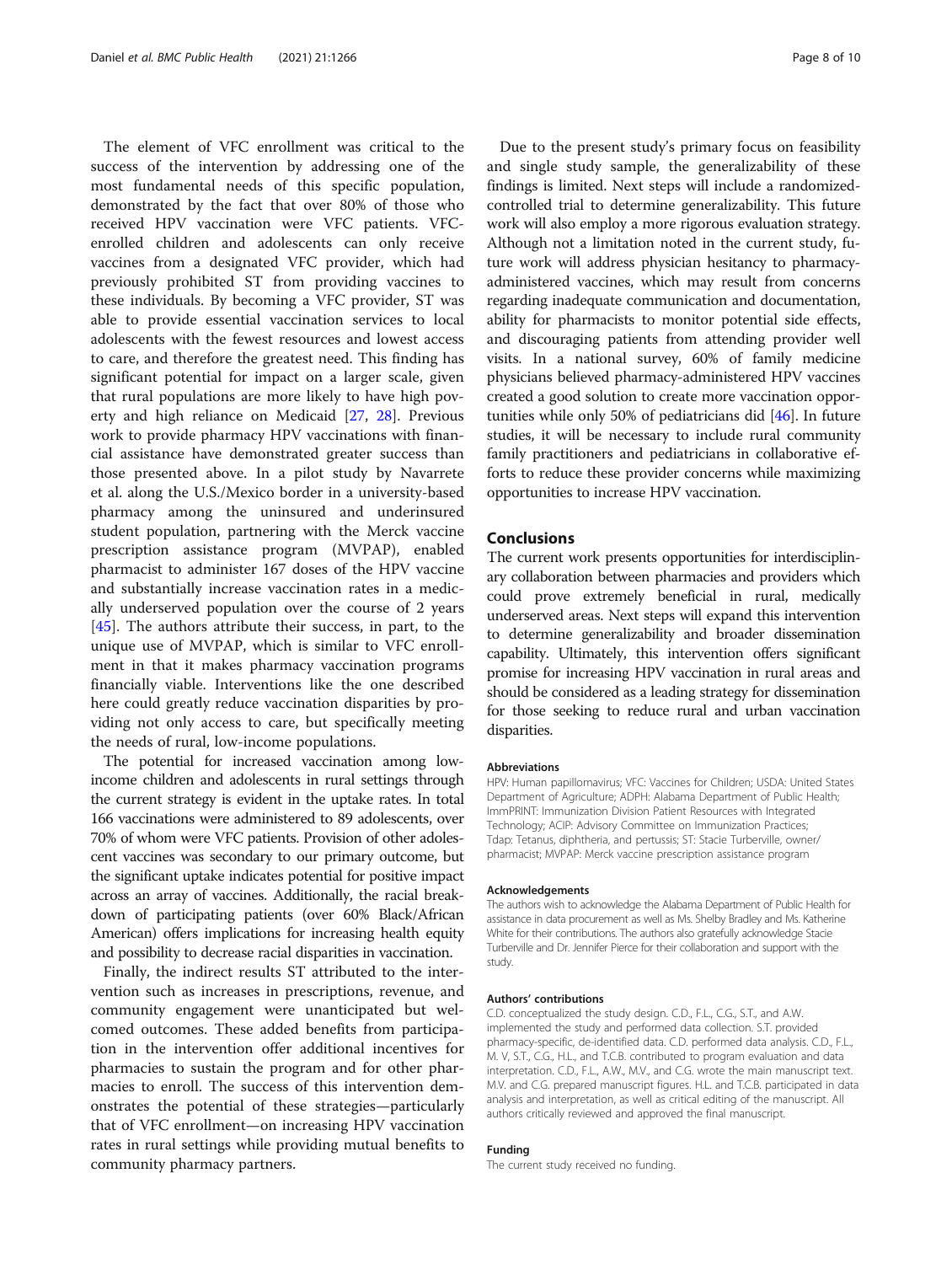The element of VFC enrollment was critical to the success of the intervention by addressing one of the most fundamental needs of this specific population, demonstrated by the fact that over 80% of those who received HPV vaccination were VFC patients. VFC-enrolled children and adolescents can only receive vaccines from a designated VFC provider, which had previously prohibited ST from providing vaccines to these individuals. By becoming a VFC provider, ST was able to provide essential vaccination services to local adolescents with the fewest resources and lowest access to care, and therefore the greatest need. This finding has significant potential for impact on a larger scale, given that rural populations are more likely to have high poverty and high reliance on Medicaid [27, 28]. Previous work to provide pharmacy HPV vaccinations with financial assistance have demonstrated greater success than those presented above. In a pilot study by Navarrete et al. along the U.S./Mexico border in a university-based pharmacy among the uninsured and underinsured student population, partnering with the Merck vaccine prescription assistance program (MVPAP), enabled pharmacist to administer 167 doses of the HPV vaccine and substantially increase vaccination rates in a medically underserved population over the course of 2 years [45]. The authors attribute their success, in part, to the unique use of MVPAP, which is similar to VFC enrollment in that it makes pharmacy vaccination programs financially viable. Interventions like the one described here could greatly reduce vaccination disparities by providing not only access to care, but specifically meeting the needs of rural, low-income populations.

The potential for increased vaccination among low-income children and adolescents in rural settings through the current strategy is evident in the uptake rates. In total 166 vaccinations were administered to 89 adolescents, over 70% of whom were VFC patients. Provision of other adolescent vaccines was secondary to our primary outcome, but the significant uptake indicates potential for positive impact across an array of vaccines. Additionally, the racial breakdown of participating patients (over 60% Black/African American) offers implications for increasing health equity and possibility to decrease racial disparities in vaccination.

Finally, the indirect results ST attributed to the intervention such as increases in prescriptions, revenue, and community engagement were unanticipated but welcomed outcomes. These added benefits from participation in the intervention offer additional incentives for pharmacies to sustain the program and for other pharmacies to enroll. The success of this intervention demonstrates the potential of these strategies—particularly that of VFC enrollment—on increasing HPV vaccination rates in rural settings while providing mutual benefits to community pharmacy partners.

Due to the present study's primary focus on feasibility and single study sample, the generalizability of these findings is limited. Next steps will include a randomized-controlled trial to determine generalizability. This future work will also employ a more rigorous evaluation strategy. Although not a limitation noted in the current study, future work will address physician hesitancy to pharmacy-administered vaccines, which may result from concerns regarding inadequate communication and documentation, ability for pharmacists to monitor potential side effects, and discouraging patients from attending provider well visits. In a national survey, 60% of family medicine physicians believed pharmacy-administered HPV vaccines created a good solution to create more vaccination opportunities while only 50% of pediatricians did [46]. In future studies, it will be necessary to include rural community family practitioners and pediatricians in collaborative efforts to reduce these provider concerns while maximizing opportunities to increase HPV vaccination.

## Conclusions

The current work presents opportunities for interdisciplinary collaboration between pharmacies and providers which could prove extremely beneficial in rural, medically underserved areas. Next steps will expand this intervention to determine generalizability and broader dissemination capability. Ultimately, this intervention offers significant promise for increasing HPV vaccination in rural areas and should be considered as a leading strategy for dissemination for those seeking to reduce rural and urban vaccination disparities.

#### Abbreviations

HPV: Human papillomavirus; VFC: Vaccines for Children; USDA: United States Department of Agriculture; ADPH: Alabama Department of Public Health; ImmPRINT: Immunization Division Patient Resources with Integrated Technology; ACIP: Advisory Committee on Immunization Practices; Tdap: Tetanus, diphtheria, and pertussis; ST: Stacie Turberville, owner/pharmacist; MVPAP: Merck vaccine prescription assistance program

#### Acknowledgements

The authors wish to acknowledge the Alabama Department of Public Health for assistance in data procurement as well as Ms. Shelby Bradley and Ms. Katherine White for their contributions. The authors also gratefully acknowledge Stacie Turberville and Dr. Jennifer Pierce for their collaboration and support with the study.

#### Authors' contributions

C.D. conceptualized the study design. C.D., F.L., C.G., S.T., and A.W. implemented the study and performed data collection. S.T. provided pharmacy-specific, de-identified data. C.D. performed data analysis. C.D., F.L., M. V, S.T., C.G., H.L., and T.C.B. contributed to program evaluation and data interpretation. C.D., F.L., A.W., M.V., and C.G. wrote the main manuscript text. M.V. and C.G. prepared manuscript figures. H.L. and T.C.B. participated in data analysis and interpretation, as well as critical editing of the manuscript. All authors critically reviewed and approved the final manuscript.

#### Funding

The current study received no funding.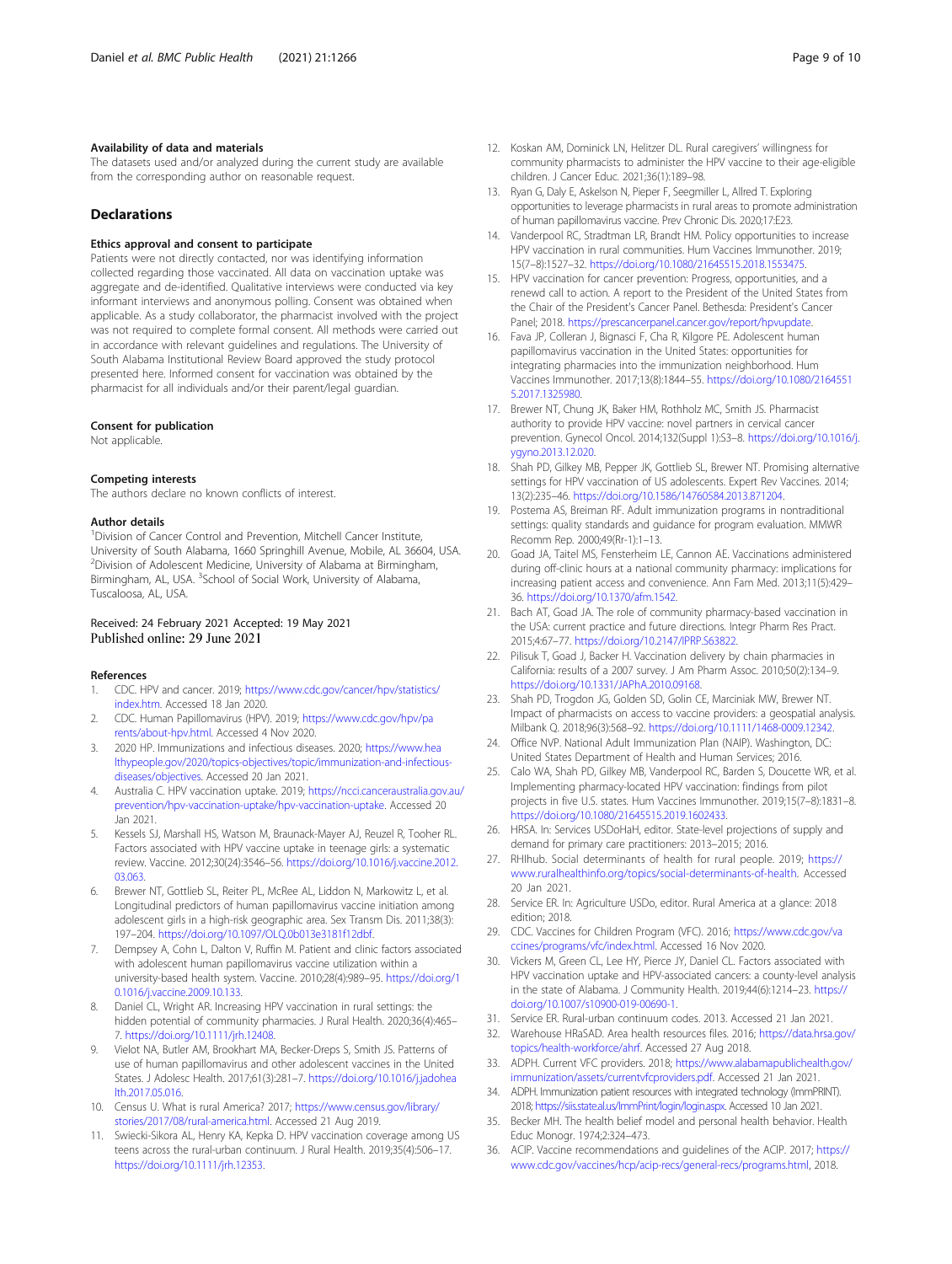### Availability of data and materials

The datasets used and/or analyzed during the current study are available from the corresponding author on reasonable request.

## Declarations

### Ethics approval and consent to participate

Patients were not directly contacted, nor was identifying information collected regarding those vaccinated. All data on vaccination uptake was aggregate and de-identified. Qualitative interviews were conducted via key informant interviews and anonymous polling. Consent was obtained when applicable. As a study collaborator, the pharmacist involved with the project was not required to complete formal consent. All methods were carried out in accordance with relevant guidelines and regulations. The University of South Alabama Institutional Review Board approved the study protocol presented here. Informed consent for vaccination was obtained by the pharmacist for all individuals and/or their parent/legal guardian.

### Consent for publication

Not applicable.

### Competing interests

The authors declare no known conflicts of interest.

### Author details

[1]Division of Cancer Control and Prevention, Mitchell Cancer Institute, University of South Alabama, 1660 Springhill Avenue, Mobile, AL 36604, USA. [2]Division of Adolescent Medicine, University of Alabama at Birmingham, Birmingham, AL, USA. [3]School of Social Work, University of Alabama, Tuscaloosa, AL, USA.

Received: 24 February 2021 Accepted: 19 May 2021
Published online: 29 June 2021

### References

1. CDC. HPV and cancer. 2019; https://www.cdc.gov/cancer/hpv/statistics/index.htm. Accessed 18 Jan 2020.
2. CDC. Human Papillomavirus (HPV). 2019; https://www.cdc.gov/hpv/parents/about-hpv.html. Accessed 4 Nov 2020.
3. 2020 HP. Immunizations and infectious diseases. 2020; https://www.healthypeople.gov/2020/topics-objectives/topic/immunization-and-infectious-diseases/objectives. Accessed 20 Jan 2021.
4. Australia C. HPV vaccination uptake. 2019; https://ncci.canceraustralia.gov.au/prevention/hpv-vaccination-uptake/hpv-vaccination-uptake. Accessed 20 Jan 2021.
5. Kessels SJ, Marshall HS, Watson M, Braunack-Mayer AJ, Reuzel R, Tooher RL. Factors associated with HPV vaccine uptake in teenage girls: a systematic review. Vaccine. 2012;30(24):3546–56. https://doi.org/10.1016/j.vaccine.2012.03.063.
6. Brewer NT, Gottlieb SL, Reiter PL, McRee AL, Liddon N, Markowitz L, et al. Longitudinal predictors of human papillomavirus vaccine initiation among adolescent girls in a high-risk geographic area. Sex Transm Dis. 2011;38(3):197–204. https://doi.org/10.1097/OLQ.0b013e3181f12dbf.
7. Dempsey A, Cohn L, Dalton V, Ruffin M. Patient and clinic factors associated with adolescent human papillomavirus vaccine utilization within a university-based health system. Vaccine. 2010;28(4):989–95. https://doi.org/10.1016/j.vaccine.2009.10.133.
8. Daniel CL, Wright AR. Increasing HPV vaccination in rural settings: the hidden potential of community pharmacies. J Rural Health. 2020;36(4):465–7. https://doi.org/10.1111/jrh.12408.
9. Vielot NA, Butler AM, Brookhart MA, Becker-Dreps S, Smith JS. Patterns of use of human papillomavirus and other adolescent vaccines in the United States. J Adolesc Health. 2017;61(3):281–7. https://doi.org/10.1016/j.jadohealth.2017.05.016.
10. Census U. What is rural America? 2017; https://www.census.gov/library/stories/2017/08/rural-america.html. Accessed 21 Aug 2019.
11. Swiecki-Sikora AL, Henry KA, Kepka D. HPV vaccination coverage among US teens across the rural-urban continuum. J Rural Health. 2019;35(4):506–17. https://doi.org/10.1111/jrh.12353.
12. Koskan AM, Dominick LN, Helitzer DL. Rural caregivers' willingness for community pharmacists to administer the HPV vaccine to their age-eligible children. J Cancer Educ. 2021;36(1):189–98.
13. Ryan G, Daly E, Askelson N, Pieper F, Seegmiller L, Allred T. Exploring opportunities to leverage pharmacists in rural areas to promote administration of human papillomavirus vaccine. Prev Chronic Dis. 2020;17:E23.
14. Vanderpool RC, Stradtman LR, Brandt HM. Policy opportunities to increase HPV vaccination in rural communities. Hum Vaccines Immunother. 2019;15(7–8):1527–32. https://doi.org/10.1080/21645515.2018.1553475.
15. HPV vaccination for cancer prevention: Progress, opportunities, and a renewd call to action. A report to the President of the United States from the Chair of the President's Cancer Panel. Bethesda: President's Cancer Panel; 2018. https://prescancerpanel.cancer.gov/report/hpvupdate.
16. Fava JP, Colleran J, Bignasci F, Cha R, Kilgore PE. Adolescent human papillomavirus vaccination in the United States: opportunities for integrating pharmacies into the immunization neighborhood. Hum Vaccines Immunother. 2017;13(8):1844–55. https://doi.org/10.1080/21645515.2017.1325980.
17. Brewer NT, Chung JK, Baker HM, Rothholz MC, Smith JS. Pharmacist authority to provide HPV vaccine: novel partners in cervical cancer prevention. Gynecol Oncol. 2014;132(Suppl 1):S3–8. https://doi.org/10.1016/j.ygyno.2013.12.020.
18. Shah PD, Gilkey MB, Pepper JK, Gottlieb SL, Brewer NT. Promising alternative settings for HPV vaccination of US adolescents. Expert Rev Vaccines. 2014;13(2):235–46. https://doi.org/10.1586/14760584.2013.871204.
19. Postema AS, Breiman RF. Adult immunization programs in nontraditional settings: quality standards and guidance for program evaluation. MMWR Recomm Rep. 2000;49(Rr-1):1–13.
20. Goad JA, Taitel MS, Fensterheim LE, Cannon AE. Vaccinations administered during off-clinic hours at a national community pharmacy: implications for increasing patient access and convenience. Ann Fam Med. 2013;11(5):429–36. https://doi.org/10.1370/afm.1542.
21. Bach AT, Goad JA. The role of community pharmacy-based vaccination in the USA: current practice and future directions. Integr Pharm Res Pract. 2015;4:67–77. https://doi.org/10.2147/IPRP.S63822.
22. Pilisuk T, Goad J, Backer H. Vaccination delivery by chain pharmacies in California: results of a 2007 survey. J Am Pharm Assoc. 2010;50(2):134–9. https://doi.org/10.1331/JAPhA.2010.09168.
23. Shah PD, Trogdon JG, Golden SD, Golin CE, Marciniak MW, Brewer NT. Impact of pharmacists on access to vaccine providers: a geospatial analysis. Milbank Q. 2018;96(3):568–92. https://doi.org/10.1111/1468-0009.12342.
24. Office NVP. National Adult Immunization Plan (NAIP). Washington, DC: United States Department of Health and Human Services; 2016.
25. Calo WA, Shah PD, Gilkey MB, Vanderpool RC, Barden S, Doucette WR, et al. Implementing pharmacy-located HPV vaccination: findings from pilot projects in five U.S. states. Hum Vaccines Immunother. 2019;15(7–8):1831–8. https://doi.org/10.1080/21645515.2019.1602433.
26. HRSA. In: Services USDoHaH, editor. State-level projections of supply and demand for primary care practitioners: 2013–2015; 2016.
27. RHIhub. Social determinants of health for rural people. 2019; https://www.ruralhealthinfo.org/topics/social-determinants-of-health. Accessed 20 Jan 2021.
28. Service ER. In: Agriculture USDo, editor. Rural America at a glance: 2018 edition; 2018.
29. CDC. Vaccines for Children Program (VFC). 2016; https://www.cdc.gov/vaccines/programs/vfc/index.html. Accessed 16 Nov 2020.
30. Vickers M, Green CL, Lee HY, Pierce JY, Daniel CL. Factors associated with HPV vaccination uptake and HPV-associated cancers: a county-level analysis in the state of Alabama. J Community Health. 2019;44(6):1214–23. https://doi.org/10.1007/s10900-019-00690-1.
31. Service ER. Rural-urban continuum codes. 2013. Accessed 21 Jan 2021.
32. Warehouse HRaSAD. Area health resources files. 2016; https://data.hrsa.gov/topics/health-workforce/ahrf. Accessed 27 Aug 2018.
33. ADPH. Current VFC providers. 2018; https://www.alabamapublichealth.gov/immunization/assets/currentvfcproviders.pdf. Accessed 21 Jan 2021.
34. ADPH. Immunization patient resources with integrated technology (ImmPRINT). 2018; https://siis.state.al.us/ImmPrint/login/login.aspx. Accessed 10 Jan 2021.
35. Becker MH. The health belief model and personal health behavior. Health Educ Monogr. 1974;2:324–473.
36. ACIP. Vaccine recommendations and guidelines of the ACIP. 2017; https://www.cdc.gov/vaccines/hcp/acip-recs/general-recs/programs.html, 2018.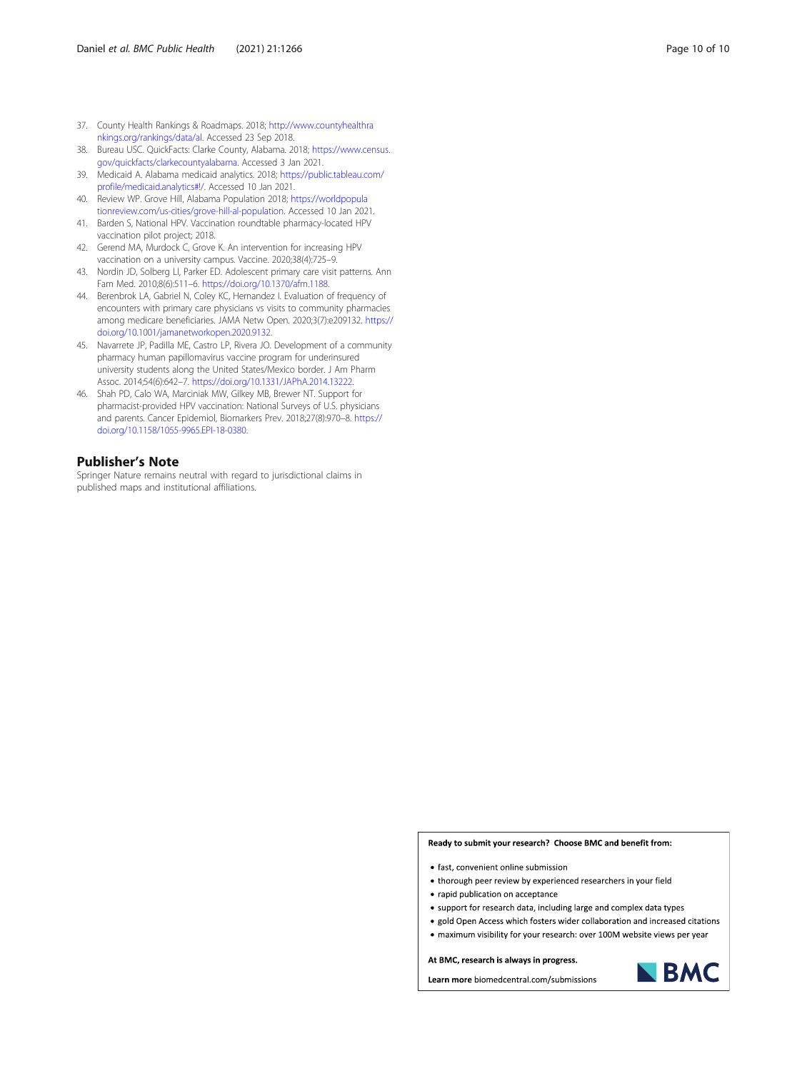37. County Health Rankings & Roadmaps. 2018; http://www.countyhealthrankings.org/rankings/data/al. Accessed 23 Sep 2018.
38. Bureau USC. QuickFacts: Clarke County, Alabama. 2018; https://www.census.gov/quickfacts/clarkecountyalabama. Accessed 3 Jan 2021.
39. Medicaid A. Alabama medicaid analytics. 2018; https://public.tableau.com/profile/medicaid.analytics#!/. Accessed 10 Jan 2021.
40. Review WP. Grove Hill, Alabama Population 2018; https://worldpopulationreview.com/us-cities/grove-hill-al-population. Accessed 10 Jan 2021.
41. Barden S, National HPV. Vaccination roundtable pharmacy-located HPV vaccination pilot project; 2018.
42. Gerend MA, Murdock C, Grove K. An intervention for increasing HPV vaccination on a university campus. Vaccine. 2020;38(4):725–9.
43. Nordin JD, Solberg LI, Parker ED. Adolescent primary care visit patterns. Ann Fam Med. 2010;8(6):511–6. https://doi.org/10.1370/afm.1188.
44. Berenbrok LA, Gabriel N, Coley KC, Hernandez I. Evaluation of frequency of encounters with primary care physicians vs visits to community pharmacies among medicare beneficiaries. JAMA Netw Open. 2020;3(7):e209132. https://doi.org/10.1001/jamanetworkopen.2020.9132.
45. Navarrete JP, Padilla ME, Castro LP, Rivera JO. Development of a community pharmacy human papillomavirus vaccine program for underinsured university students along the United States/Mexico border. J Am Pharm Assoc. 2014;54(6):642–7. https://doi.org/10.1331/JAPhA.2014.13222.
46. Shah PD, Calo WA, Marciniak MW, Gilkey MB, Brewer NT. Support for pharmacist-provided HPV vaccination: National Surveys of U.S. physicians and parents. Cancer Epidemiol, Biomarkers Prev. 2018;27(8):970–8. https://doi.org/10.1158/1055-9965.EPI-18-0380.

## Publisher's Note

Springer Nature remains neutral with regard to jurisdictional claims in published maps and institutional affiliations.

**Ready to submit your research? Choose BMC and benefit from:**

- fast, convenient online submission
- thorough peer review by experienced researchers in your field
- rapid publication on acceptance
- support for research data, including large and complex data types
- gold Open Access which fosters wider collaboration and increased citations
- maximum visibility for your research: over 100M website views per year

**At BMC, research is always in progress.**

**Learn more** biomedcentral.com/submissions

BMC